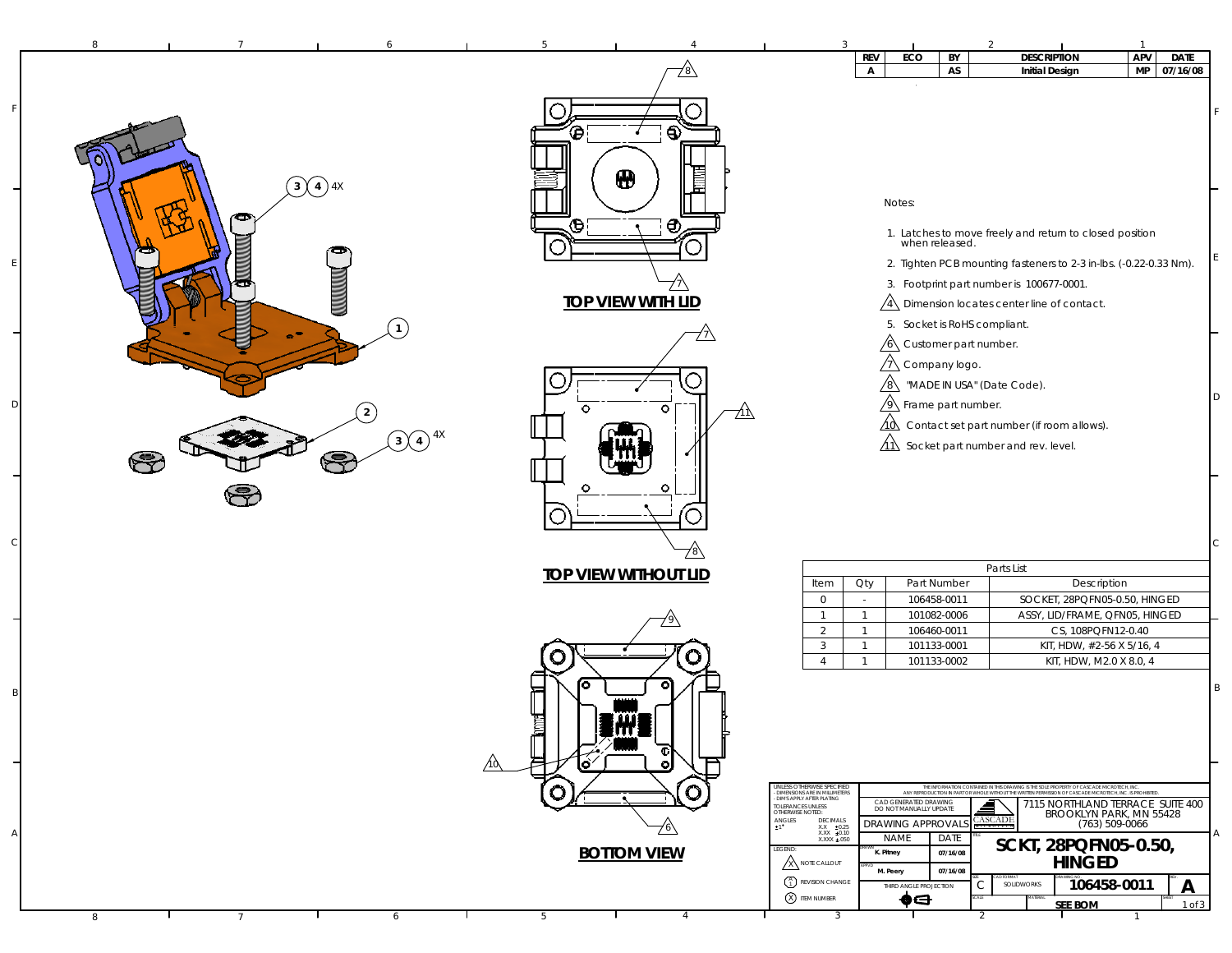| REV | ECO | BY | DESCRIPTION | APV | DATE |
|---|---|---|---|---|---|
| A | | AS | Initial Design | MP | 07/16/08 |

**TOP VIEW WITH LID**

**TOP VIEW WITHOUT LID**

**BOTTOM VIEW**

Notes:

1. Latches to move freely and return to closed position when released.
2. Tighten PCB mounting fasteners to 2-3 in-lbs. (-0.22-0.33 Nm).
3. Footprint part number is 100677-0001.
4. Dimension locates center line of contact.
5. Socket is RoHS compliant.
6. Customer part number.
7. Company logo.
8. "MADE IN USA" (Date Code).
9. Frame part number.
10. Contact set part number (if room allows).
11. Socket part number and rev. level.

Parts List

| Item | Qty | Part Number | Description |
|---|---|---|---|
| 0 | - | 106458-0011 | SOCKET, 28PQFN05-0.50, HINGED |
| 1 | 1 | 101082-0006 | ASSY, LID/FRAME, QFN05, HINGED |
| 2 | 1 | 106460-0011 | CS, 108PQFN12-0.40 |
| 3 | 1 | 101133-0001 | KIT, HDW, #2-56 X 5/16, 4 |
| 4 | 1 | 101133-0002 | KIT, HDW, M2.0 X 8.0, 4 |

UNLESS OTHERWISE SPECIFIED
- DIMENSIONS ARE IN MILLIMETERS
- DIM'S APPLY AFTER PLATING
TOLERANCES UNLESS OTHERWISE NOTED:
ANGLES ±1°
DECIMALS X.X ±0.25, X.XX ±0.10, X.XXX ±.050

LEGEND: NOTE CALLOUT; REVISION CHANGE; ITEM NUMBER

THE INFORMATION CONTAINED IN THIS DRAWING IS THE SOLE PROPERTY OF CASCADE MICROTECH, INC. ANY REPRODUCTION IN PART OR WHOLE WITHOUT THE WRITTEN PERMISSION OF CASCADE MICROTECH, INC. IS PROHIBITED.

CAD GENERATED DRAWING DO NOT MANUALLY UPDATE

CASCADE MICROTECH
7115 NORTHLAND TERRACE SUITE 400
BROOKLYN PARK, MN 55428
(763) 509-0066

| DRAWING APPROVALS | |
|---|---|
| NAME | DATE |
| DRAWN K. Pitney | 07/16/08 |
| APP'D M. Peery | 07/16/08 |

THIRD ANGLE PROJECTION

TITLE: **SCKT, 28PQFN05-0.50, HINGED**

SIZE: C | CAD FORMAT: SOLIDWORKS | DRAWING NO: **106458-0011** | REV: **A**

MATERIAL: **SEE BOM**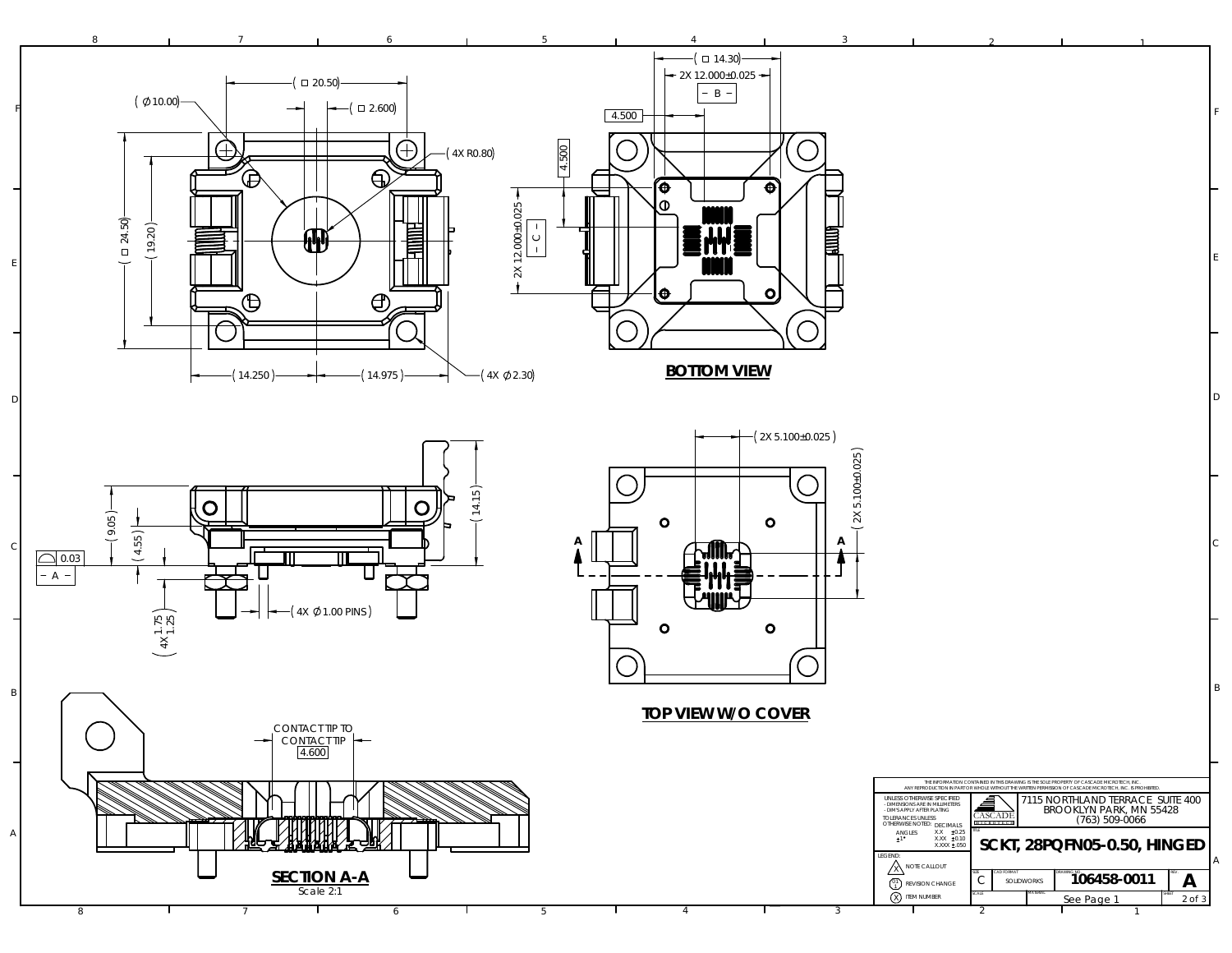## BOTTOM VIEW

## TOP VIEW W/O COVER

## SECTION A-A

Scale 2:1

Dimensions:

- (⌀10.00)
- (□ 20.50)
- (□ 2.600)
- (4X R0.80)
- (□ 24.50)
- (19.20)
- (14.250)
- (14.975)
- (4X ⌀2.30)
- (□ 14.30)
- 2X 12.000±0.025
- – B –
- 4.500
- 2X 12.000±0.025
- – C –
- (2X 5.100±0.025)
- (2X 5.100±0.025)
- (9.05)
- (4.55)
- (14.15)
- 0.03
- – A –
- (4X ⌀1.00 PINS)
- (4X 1.75 / 1.25)
- CONTACT TIP TO CONTACT TIP 4.600

THE INFORMATION CONTAINED IN THIS DRAWING IS THE SOLE PROPERTY OF CASCADE MICROTECH, INC. ANY REPRODUCTION IN PART OR WHOLE WITHOUT THE WRITTEN PERMISSION OF CASCADE MICROTECH, INC. IS PROHIBITED.

| UNLESS OTHERWISE SPECIFIED | |
|---|---|
| - DIMENSIONS ARE IN MILLIMETERS | |
| - DIM'S APPLY AFTER PLATING | |
| TOLERANCES UNLESS OTHERWISE NOTED: | DECIMALS |
| ANGLES ±1° | X.X ±0.25 |
| | X.XX ±0.10 |
| | X.XXX ±.050 |

LEGEND:
- NOTE CALLOUT
- REVISION CHANGE
- ITEM NUMBER

CASCADE MICROTECH
7115 NORTHLAND TERRACE SUITE 400
BROOKLYN PARK, MN 55428
(763) 509-0066

| TITLE | SCKT, 28PQFN05-0.50, HINGED | | |
|---|---|---|---|
| SIZE: C | CAD FORMAT: SOLIDWORKS | DRAWING NO: 106458-0011 | REV: A |
| SCALE: | MATERIAL: See Page 1 | | SHEET: 2 of 3 |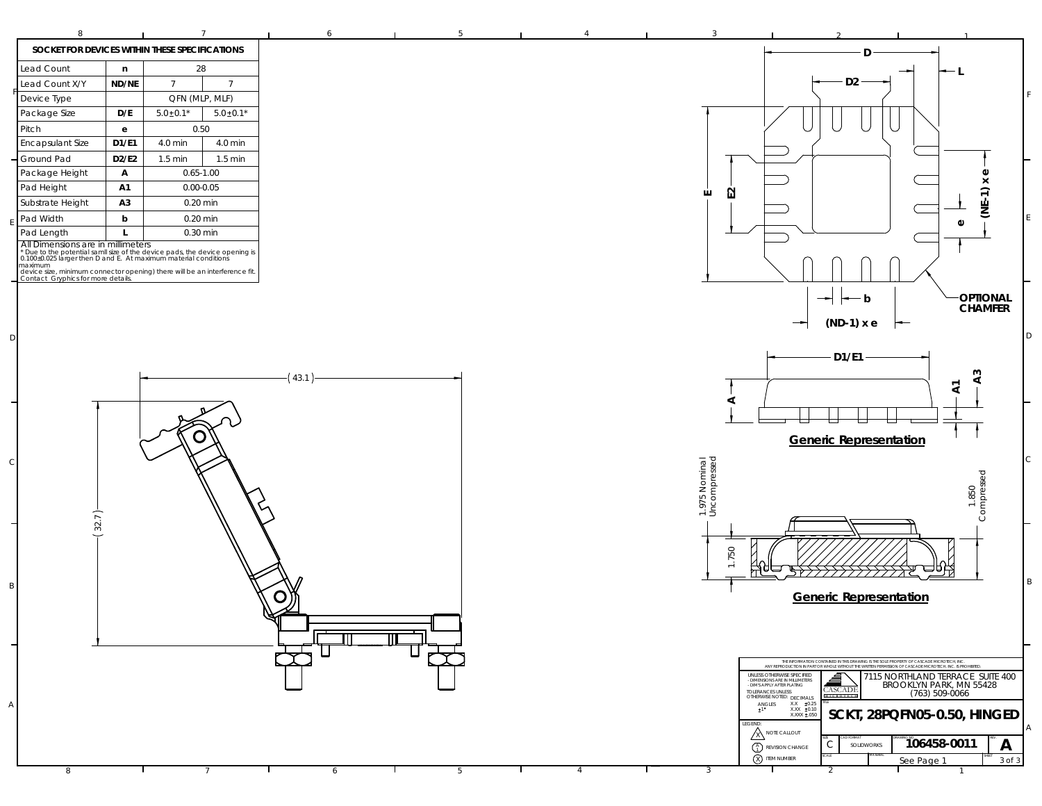| SOCKET FOR DEVICES WITHIN THESE SPECIFICATIONS | | | |
|---|---|---|---|
| Lead Count | n | 28 | |
| Lead Count X/Y | ND/NE | 7 | 7 |
| Device Type | | QFN (MLP, MLF) | |
| Package Size | D/E | 5.0±0.1* | 5.0±0.1* |
| Pitch | e | 0.50 | |
| Encapsulant Size | D1/E1 | 4.0 min | 4.0 min |
| Ground Pad | D2/E2 | 1.5 min | 1.5 min |
| Package Height | A | 0.65-1.00 | |
| Pad Height | A1 | 0.00-0.05 | |
| Substrate Height | A3 | 0.20 min | |
| Pad Width | b | 0.20 min | |
| Pad Length | L | 0.30 min | |

All Dimensions are in millimeters

* Due to the potential small size of the device pads, the device opening is 0.100±0.025 larger then D and E. At maximum material conditions maximum device size, minimum connector opening) there will be an interference fit. Contact Gryphics for more details.

(43.1)

(32.7)

D
D2
L
E
E2
(NE-1) x e
e
b
(ND-1) x e
OPTIONAL CHAMFER

D1/E1
A
A1
A3

Generic Representation

1.975 Nominal Uncompressed
1.850 Compressed
1.750

Generic Representation

THE INFORMATION CONTAINED IN THIS DRAWING IS THE SOLE PROPERTY OF CASCADE MICROTECH, INC. ANY REPRODUCTION IN PART OR WHOLE WITHOUT THE WRITTEN PERMISSION OF CASCADE MICROTECH, INC. IS PROHIBITED.

UNLESS OTHERWISE SPECIFIED
- DIMENSIONS ARE IN MILLIMETERS
- DIM'S APPLY AFTER PLATING

TOLERANCES UNLESS OTHERWISE NOTED: DECIMALS
ANGLES ±1° X.X ±0.25 X.XX ±0.10 X.XXX ±.050

LEGEND:
NOTE CALLOUT
REVISION CHANGE
ITEM NUMBER

CASCADE MICROTECH

7115 NORTHLAND TERRACE SUITE 400
BROOKLYN PARK, MN 55428
(763) 509-0066

SCKT, 28PQFN05-0.50, HINGED

SIZE: C | CAD FORMAT: SOLIDWORKS | DRAWING NO: 106458-0011 | REV: A

See Page 1